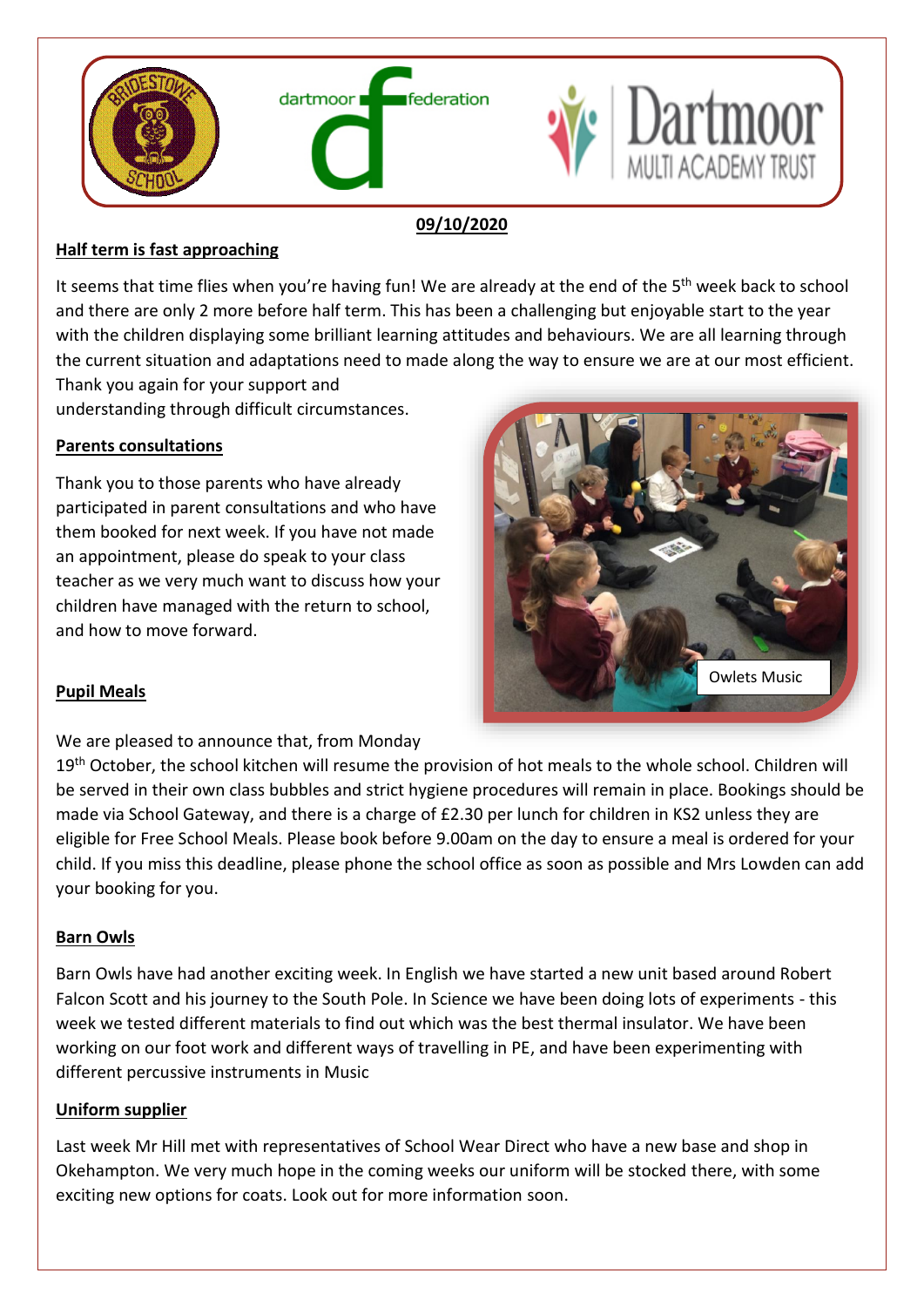**09/10/2020**

## Half term is fast approaching

It seems that time flies when you're having fun! We are already at the end of the 5th week back to school and there are only 2 more before half term. This has been a challenging but enjoyable start to the year with the children displaying some brilliant learning attitudes and behaviours. We are all learning through the current situation and adaptations need to made along the way to ensure we are at our most efficient. Thank you again for your support and understanding through difficult circumstances.

## Parents consultations

Thank you to those parents who have already participated in parent consultations and who have them booked for next week. If you have not made an appointment, please do speak to your class teacher as we very much want to discuss how your children have managed with the return to school, and how to move forward.

Owlets Music

## Pupil Meals

We are pleased to announce that, from Monday 19th October, the school kitchen will resume the provision of hot meals to the whole school. Children will be served in their own class bubbles and strict hygiene procedures will remain in place. Bookings should be made via School Gateway, and there is a charge of £2.30 per lunch for children in KS2 unless they are eligible for Free School Meals. Please book before 9.00am on the day to ensure a meal is ordered for your child. If you miss this deadline, please phone the school office as soon as possible and Mrs Lowden can add your booking for you.

## Barn Owls

Barn Owls have had another exciting week. In English we have started a new unit based around Robert Falcon Scott and his journey to the South Pole. In Science we have been doing lots of experiments - this week we tested different materials to find out which was the best thermal insulator. We have been working on our foot work and different ways of travelling in PE, and have been experimenting with different percussive instruments in Music

## Uniform supplier

Last week Mr Hill met with representatives of School Wear Direct who have a new base and shop in Okehampton. We very much hope in the coming weeks our uniform will be stocked there, with some exciting new options for coats. Look out for more information soon.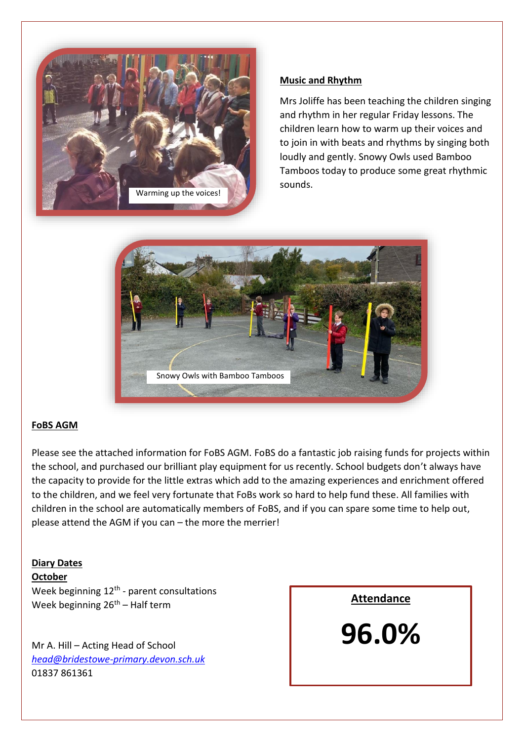Warming up the voices!

**Music and Rhythm**

Mrs Joliffe has been teaching the children singing and rhythm in her regular Friday lessons. The children learn how to warm up their voices and to join in with beats and rhythms by singing both loudly and gently. Snowy Owls used Bamboo Tamboos today to produce some great rhythmic sounds.

Snowy Owls with Bamboo Tamboos

**FoBS AGM**

Please see the attached information for FoBS AGM. FoBS do a fantastic job raising funds for projects within the school, and purchased our brilliant play equipment for us recently. School budgets don't always have the capacity to provide for the little extras which add to the amazing experiences and enrichment offered to the children, and we feel very fortunate that FoBs work so hard to help fund these. All families with children in the school are automatically members of FoBS, and if you can spare some time to help out, please attend the AGM if you can – the more the merrier!

**Diary Dates**

**October**

Week beginning 12th - parent consultations
Week beginning 26th – Half term

Mr A. Hill – Acting Head of School
*head@bridestowe-primary.devon.sch.uk*
01837 861361

**Attendance**

**96.0%**